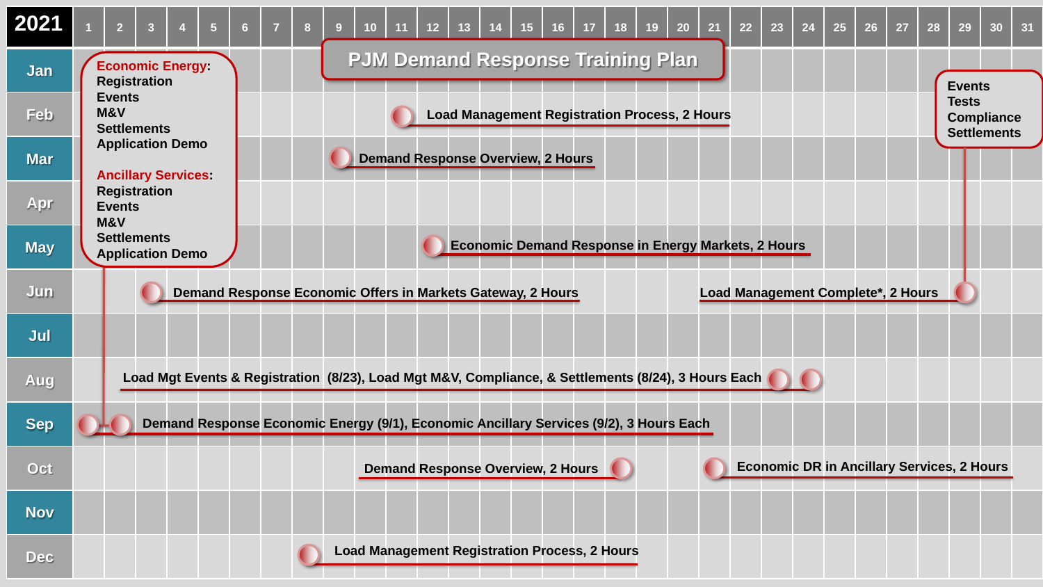# PJM Demand Response Training Plan

**2021**

| Month | Date | Training |
|---|---|---|
| Feb | 11 | Load Management Registration Process, 2 Hours |
| Mar | 9 | Demand Response Overview, 2 Hours |
| May | 12 | Economic Demand Response in Energy Markets, 2 Hours |
| Jun | 3 | Demand Response Economic Offers in Markets Gateway, 2 Hours |
| Jun | 29 | Load Management Complete*, 2 Hours |
| Aug | 23, 24 | Load Mgt Events & Registration (8/23), Load Mgt M&V, Compliance, & Settlements (8/24), 3 Hours Each |
| Sep | 1, 2 | Demand Response Economic Energy (9/1), Economic Ancillary Services (9/2), 3 Hours Each |
| Oct | 18 | Demand Response Overview, 2 Hours |
| Oct | 21 | Economic DR in Ancillary Services, 2 Hours |
| Dec | 8 | Load Management Registration Process, 2 Hours |

**Economic Energy**:
- Registration
- Events
- M&V
- Settlements
- Application Demo

**Ancillary Services**:
- Registration
- Events
- M&V
- Settlements
- Application Demo

*Load Management Complete:
- Events
- Tests
- Compliance
- Settlements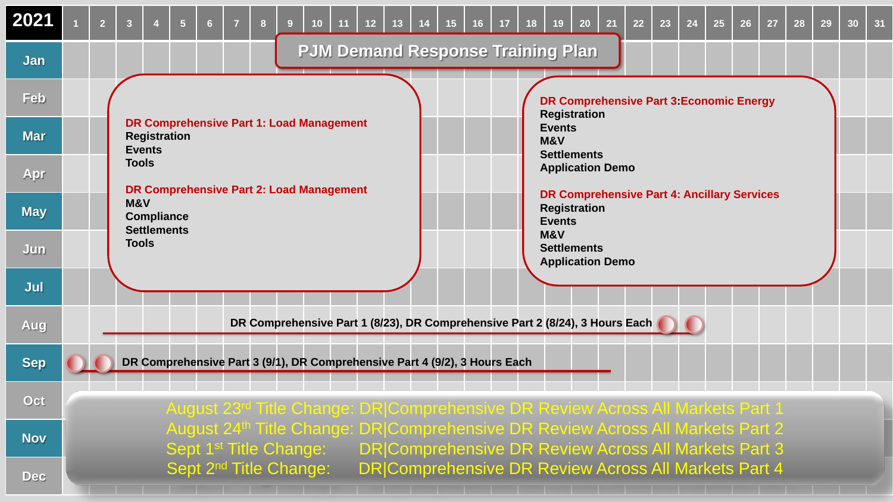# PJM Demand Response Training Plan

2021

**DR Comprehensive Part 1: Load Management**
- Registration
- Events
- Tools

**DR Comprehensive Part 2: Load Management**
- M&V
- Compliance
- Settlements
- Tools

**DR Comprehensive Part 3:Economic Energy**
- Registration
- Events
- M&V
- Settlements
- Application Demo

**DR Comprehensive Part 4: Ancillary Services**
- Registration
- Events
- M&V
- Settlements
- Application Demo

Aug: DR Comprehensive Part 1 (8/23), DR Comprehensive Part 2 (8/24), 3 Hours Each

Sep: DR Comprehensive Part 3 (9/1), DR Comprehensive Part 4 (9/2), 3 Hours Each

August 23rd Title Change: DR|Comprehensive DR Review Across All Markets Part 1
August 24th Title Change: DR|Comprehensive DR Review Across All Markets Part 2
Sept 1st Title Change: DR|Comprehensive DR Review Across All Markets Part 3
Sept 2nd Title Change: DR|Comprehensive DR Review Across All Markets Part 4